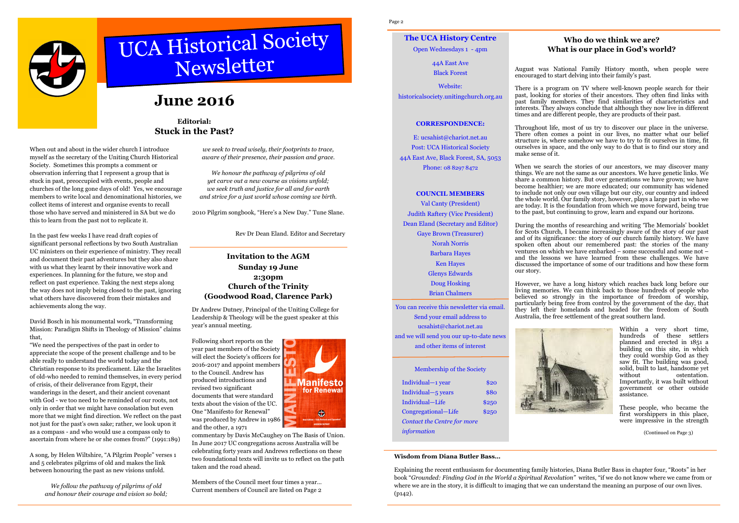# UCA Historical Society Newsletter

# June 2016

## Editorial: Stuck in the Past?

When out and about in the wider church I introduce myself as the secretary of the Uniting Church Historical Society. Sometimes this prompts a comment or observation inferring that I represent a group that is stuck in past, preoccupied with events, people and churches of the long gone days of old! Yes, we encourage members to write local and denominational histories, we collect items of interest and organise events to recall those who have served and ministered in SA but we do this to learn from the past not to replicate it.

In the past few weeks I have read draft copies of significant personal reflections by two South Australian UC ministers on their experience of ministry. They recall and document their past adventures but they also share with us what they learnt by their innovative work and achievements. In planning for the future, we stop and reflect on past experience. Taking the next steps along the way does not imply being closed to the past, ignoring what others have discovered from their mistakes and achievements along the way.

David Bosch in his monumental work, "Transforming Mission: Paradigm Shifts in Theology of Mission" claims that,

"We need the perspectives of the past in order to appreciate the scope of the present challenge and to be able really to understand the world today and the Christian response to its predicament. Like the Israelites of old-who needed to remind themselves, in every period of crisis, of their deliverance from Egypt, their wanderings in the desert, and their ancient covenant with God - we too need to be reminded of our roots, not only in order that we might have consolation but even more that we might find direction. We reflect on the past not just for the past's own sake; rather, we look upon it as a compass - and who would use a compass only to ascertain from where he or she comes from?" (1991:189)

A song, by Helen Wiltshire, "A Pilgrim People" verses 1 and 5 celebrates pilgrims of old and makes the link between honouring the past as new visions unfold.

*We follow the pathway of pilgrims of old*
*and honour their courage and vision so bold;*
*we seek to tread wisely, their footprints to trace,*
*aware of their presence, their passion and grace.*

*We honour the pathway of pilgrims of old*
*yet carve out a new course as visions unfold;*
*we seek truth and justice for all and for earth*
*and strive for a just world whose coming we birth.*

2010 Pilgrim songbook, "Here's a New Day." Tune Slane.

Rev Dr Dean Eland. Editor and Secretary

## Invitation to the AGM
### Sunday 19 June
### 2:30pm
### Church of the Trinity
### (Goodwood Road, Clarence Park)

Dr Andrew Dutney, Principal of the Uniting College for Leadership & Theology will be the guest speaker at this year's annual meeting.

Following short reports on the year past members of the Society will elect the Society's officers for 2016-2017 and appoint members to the Council. Andrew has produced introductions and revised two significant documents that were standard texts about the vision of the UC. One "Manifesto for Renewal" was produced by Andrew in 1986 and the other, a 1971 commentary by Davis McCaughey on The Basis of Union. In June 2017 UC congregations across Australia will be celebrating forty years and Andrews reflections on these two foundational texts will invite us to reflect on the path taken and the road ahead.

Members of the Council meet four times a year... Current members of Council are listed on Page 2

---

### The UCA History Centre

Open Wednesdays 1 - 4pm

44A East Ave
Black Forest

Website:
historicalsociety.unitingchurch.org.au

**CORRESPONDENCE:**

E: ucsahist@chariot.net.au
Post: UCA Historical Society
44A East Ave, Black Forest, SA, 5053
Phone: 08 8297 8472

**COUNCIL MEMBERS**

Val Canty (President)
Judith Raftery (Vice President)
Dean Eland (Secretary and Editor)
Gaye Brown (Treasurer)
Norah Norris
Barbara Hayes
Ken Hayes
Glenys Edwards
Doug Hosking
Brian Chalmers

You can receive this newsletter via email. Send your email address to ucsahist@chariot.net.au and we will send you our up-to-date news and other items of interest

Membership of the Society

| | |
|---|---|
| Individual—1 year | $20 |
| Individual—5 years | $80 |
| Individual—Life | $250 |
| Congregational—Life | $250 |

*Contact the Centre for more information*

## Who do we think we are? What is our place in God's world?

August was National Family History month, when people were encouraged to start delving into their family's past.

There is a program on TV where well-known people search for their past, looking for stories of their ancestors. They often find links with past family members. They find similarities of characteristics and interests. They always conclude that although they now live in different times and are different people, they are products of their past.

Throughout life, most of us try to discover our place in the universe. There often comes a point in our lives, no matter what our belief structure is, where somehow we have to try to fit ourselves in time, fit ourselves in space, and the only way to do that is to find our story and make sense of it.

When we search the stories of our ancestors, we may discover many things. We are not the same as our ancestors. We have genetic links. We share a common history. But over generations we have grown; we have become healthier; we are more educated; our community has widened to include not only our own village but our city, our country and indeed the whole world. Our family story, however, plays a large part in who we are today. It is the foundation from which we move forward, being true to the past, but continuing to grow, learn and expand our horizons.

During the months of researching and writing 'The Memorials' booklet for Scots Church, I became increasingly aware of the story of our past and of its significance: the story of our church family history. We have spoken often about our remembered past: the stories of the many ventures on which we have embarked – some successful and some not – and the lessons we have learned from these challenges. We have discussed the importance of some of our traditions and how these form our story.

However, we have a long history which reaches back long before our living memories. We can think back to those hundreds of people who believed so strongly in the importance of freedom of worship, particularly being free from control by the government of the day, that they left their homelands and headed for the freedom of South Australia, the free settlement of the great southern land.

Within a very short time, hundreds of these settlers planned and erected in 1851 a building on this site, in which they could worship God as they saw fit. The building was good, solid, built to last, handsome yet without ostentation. Importantly, it was built without government or other outside assistance.

These people, who became the first worshippers in this place, were impressive in the strength

(Continued on Page 3)

**Wisdom from Diana Butler Bass...**

Explaining the recent enthusiasm for documenting family histories, Diana Butler Bass in chapter four, "Roots" in her book "*Grounded: Finding God in the World a Spiritual Revolution"* writes, "if we do not know where we came from or where we are in the story, it is difficult to imaging that we can understand the meaning an purpose of our own lives. (p142).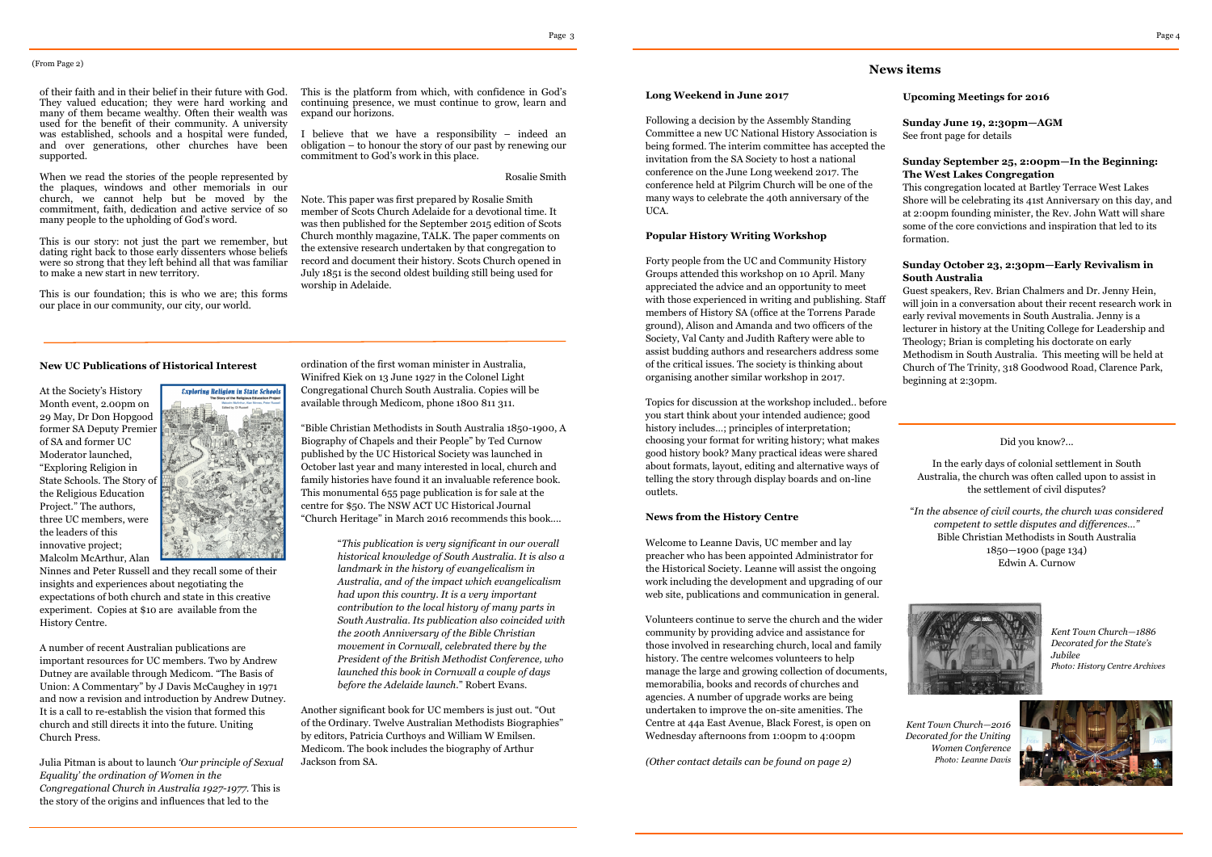(From Page 2)

of their faith and in their belief in their future with God. They valued education; they were hard working and many of them became wealthy. Often their wealth was used for the benefit of their community. A university was established, schools and a hospital were funded, and over generations, other churches have been supported.

When we read the stories of the people represented by the plaques, windows and other memorials in our church, we cannot help but be moved by the commitment, faith, dedication and active service of so many people to the upholding of God's word.

This is our story: not just the part we remember, but dating right back to those early dissenters whose beliefs were so strong that they left behind all that was familiar to make a new start in new territory.

This is our foundation; this is who we are; this forms our place in our community, our city, our world.

This is the platform from which, with confidence in God's continuing presence, we must continue to grow, learn and expand our horizons.

I believe that we have a responsibility – indeed an obligation – to honour the story of our past by renewing our commitment to God's work in this place.

Rosalie Smith

Note. This paper was first prepared by Rosalie Smith member of Scots Church Adelaide for a devotional time. It was then published for the September 2015 edition of Scots Church monthly magazine, TALK. The paper comments on the extensive research undertaken by that congregation to record and document their history. Scots Church opened in July 1851 is the second oldest building still being used for worship in Adelaide.

## New UC Publications of Historical Interest

At the Society's History Month event, 2.00pm on 29 May, Dr Don Hopgood former SA Deputy Premier of SA and former UC Moderator launched, "Exploring Religion in State Schools. The Story of the Religious Education Project." The authors, three UC members, were the leaders of this innovative project; Malcolm McArthur, Alan Ninnes and Peter Russell and they recall some of their insights and experiences about negotiating the expectations of both church and state in this creative experiment. Copies at $10 are available from the History Centre.

A number of recent Australian publications are important resources for UC members. Two by Andrew Dutney are available through Medicom. "The Basis of Union: A Commentary" by J Davis McCaughey in 1971 and now a revision and introduction by Andrew Dutney. It is a call to re-establish the vision that formed this church and still directs it into the future. Uniting Church Press.

Julia Pitman is about to launch *'Our principle of Sexual Equality' the ordination of Women in the Congregational Church in Australia 1927-1977.* This is the story of the origins and influences that led to the ordination of the first woman minister in Australia, Winifred Kiek on 13 June 1927 in the Colonel Light Congregational Church South Australia. Copies will be available through Medicom, phone 1800 811 311.

"Bible Christian Methodists in South Australia 1850-1900, A Biography of Chapels and their People" by Ted Curnow published by the UC Historical Society was launched in October last year and many interested in local, church and family histories have found it an invaluable reference book. This monumental 655 page publication is for sale at the centre for $50. The NSW ACT UC Historical Journal "Church Heritage" in March 2016 recommends this book….

> "*This publication is very significant in our overall historical knowledge of South Australia. It is also a landmark in the history of evangelicalism in Australia, and of the impact which evangelicalism had upon this country. It is a very important contribution to the local history of many parts in South Australia. Its publication also coincided with the 200th Anniversary of the Bible Christian movement in Cornwall, celebrated there by the President of the British Methodist Conference, who launched this book in Cornwall a couple of days before the Adelaide launch.*" Robert Evans.

Another significant book for UC members is just out. "Out of the Ordinary. Twelve Australian Methodists Biographies" by editors, Patricia Curthoys and William W Emilsen. Medicom. The book includes the biography of Arthur Jackson from SA.

# News items

## Long Weekend in June 2017

Following a decision by the Assembly Standing Committee a new UC National History Association is being formed. The interim committee has accepted the invitation from the SA Society to host a national conference on the June Long weekend 2017. The conference held at Pilgrim Church will be one of the many ways to celebrate the 40th anniversary of the UCA.

## Popular History Writing Workshop

Forty people from the UC and Community History Groups attended this workshop on 10 April. Many appreciated the advice and an opportunity to meet with those experienced in writing and publishing. Staff members of History SA (office at the Torrens Parade ground), Alison and Amanda and two officers of the Society, Val Canty and Judith Raftery were able to assist budding authors and researchers address some of the critical issues. The society is thinking about organising another similar workshop in 2017.

Topics for discussion at the workshop included.. before you start think about your intended audience; good history includes…; principles of interpretation; choosing your format for writing history; what makes good history book? Many practical ideas were shared about formats, layout, editing and alternative ways of telling the story through display boards and on-line outlets.

## News from the History Centre

Welcome to Leanne Davis, UC member and lay preacher who has been appointed Administrator for the Historical Society. Leanne will assist the ongoing work including the development and upgrading of our web site, publications and communication in general.

Volunteers continue to serve the church and the wider community by providing advice and assistance for those involved in researching church, local and family history. The centre welcomes volunteers to help manage the large and growing collection of documents, memorabilia, books and records of churches and agencies. A number of upgrade works are being undertaken to improve the on-site amenities. The Centre at 44a East Avenue, Black Forest, is open on Wednesday afternoons from 1:00pm to 4:00pm

*(Other contact details can be found on page 2)*

## Upcoming Meetings for 2016

**Sunday June 19, 2:30pm—AGM**
See front page for details

**Sunday September 25, 2:00pm—In the Beginning: The West Lakes Congregation**
This congregation located at Bartley Terrace West Lakes Shore will be celebrating its 41st Anniversary on this day, and at 2:00pm founding minister, the Rev. John Watt will share some of the core convictions and inspiration that led to its formation.

**Sunday October 23, 2:30pm—Early Revivalism in South Australia**
Guest speakers, Rev. Brian Chalmers and Dr. Jenny Hein, will join in a conversation about their recent research work in early revival movements in South Australia. Jenny is a lecturer in history at the Uniting College for Leadership and Theology; Brian is completing his doctorate on early Methodism in South Australia. This meeting will be held at Church of The Trinity, 318 Goodwood Road, Clarence Park, beginning at 2:30pm.

Did you know?...

In the early days of colonial settlement in South Australia, the church was often called upon to assist in the settlement of civil disputes?

"*In the absence of civil courts, the church was considered competent to settle disputes and differences…"*
Bible Christian Methodists in South Australia 1850—1900 (page 134)
Edwin A. Curnow

*Kent Town Church—1886 Decorated for the State's Jubilee*
*Photo: History Centre Archives*

*Kent Town Church—2016 Decorated for the Uniting Women Conference*
*Photo: Leanne Davis*